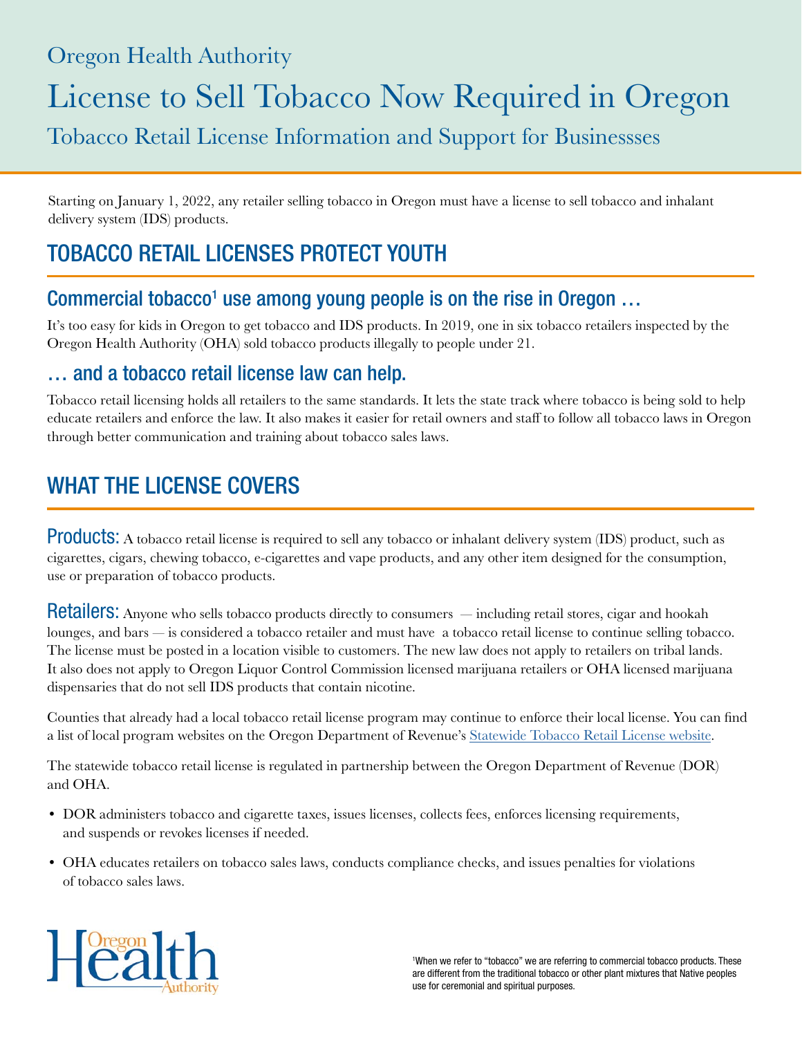Oregon Health Authority

# License to Sell Tobacco Now Required in Oregon

## Tobacco Retail License Information and Support for Businessses

Starting on January 1, 2022, any retailer selling tobacco in Oregon must have a license to sell tobacco and inhalant delivery system (IDS) products.

## TOBACCO RETAIL LICENSES PROTECT YOUTH

### Commercial tobacco[1] use among young people is on the rise in Oregon …

It's too easy for kids in Oregon to get tobacco and IDS products. In 2019, one in six tobacco retailers inspected by the Oregon Health Authority (OHA) sold tobacco products illegally to people under 21.

### … and a tobacco retail license law can help.

Tobacco retail licensing holds all retailers to the same standards. It lets the state track where tobacco is being sold to help educate retailers and enforce the law. It also makes it easier for retail owners and staff to follow all tobacco laws in Oregon through better communication and training about tobacco sales laws.

## WHAT THE LICENSE COVERS

**Products:** A tobacco retail license is required to sell any tobacco or inhalant delivery system (IDS) product, such as cigarettes, cigars, chewing tobacco, e-cigarettes and vape products, and any other item designed for the consumption, use or preparation of tobacco products.

**Retailers:** Anyone who sells tobacco products directly to consumers — including retail stores, cigar and hookah lounges, and bars — is considered a tobacco retailer and must have a tobacco retail license to continue selling tobacco. The license must be posted in a location visible to customers. The new law does not apply to retailers on tribal lands. It also does not apply to Oregon Liquor Control Commission licensed marijuana retailers or OHA licensed marijuana dispensaries that do not sell IDS products that contain nicotine.

Counties that already had a local tobacco retail license program may continue to enforce their local license. You can find a list of local program websites on the Oregon Department of Revenue's Statewide Tobacco Retail License website.

The statewide tobacco retail license is regulated in partnership between the Oregon Department of Revenue (DOR) and OHA.

- DOR administers tobacco and cigarette taxes, issues licenses, collects fees, enforces licensing requirements, and suspends or revokes licenses if needed.
- OHA educates retailers on tobacco sales laws, conducts compliance checks, and issues penalties for violations of tobacco sales laws.

Oregon Health Authority

[1]When we refer to "tobacco" we are referring to commercial tobacco products. These are different from the traditional tobacco or other plant mixtures that Native peoples use for ceremonial and spiritual purposes.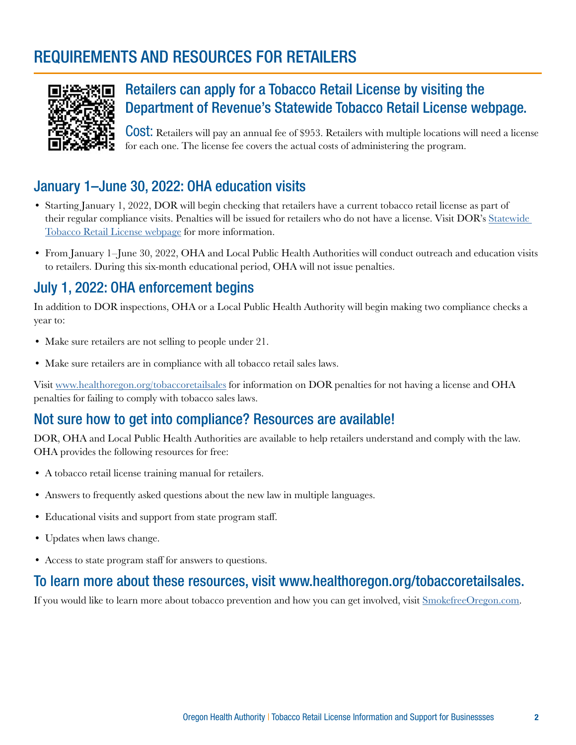# REQUIREMENTS AND RESOURCES FOR RETAILERS

## Retailers can apply for a Tobacco Retail License by visiting the Department of Revenue's Statewide Tobacco Retail License webpage.

Cost: Retailers will pay an annual fee of $953. Retailers with multiple locations will need a license for each one. The license fee covers the actual costs of administering the program.

## January 1–June 30, 2022: OHA education visits

- Starting January 1, 2022, DOR will begin checking that retailers have a current tobacco retail license as part of their regular compliance visits. Penalties will be issued for retailers who do not have a license. Visit DOR's Statewide Tobacco Retail License webpage for more information.
- From January 1–June 30, 2022, OHA and Local Public Health Authorities will conduct outreach and education visits to retailers. During this six-month educational period, OHA will not issue penalties.

## July 1, 2022: OHA enforcement begins

In addition to DOR inspections, OHA or a Local Public Health Authority will begin making two compliance checks a year to:

- Make sure retailers are not selling to people under 21.
- Make sure retailers are in compliance with all tobacco retail sales laws.

Visit www.healthoregon.org/tobaccoretailsales for information on DOR penalties for not having a license and OHA penalties for failing to comply with tobacco sales laws.

## Not sure how to get into compliance? Resources are available!

DOR, OHA and Local Public Health Authorities are available to help retailers understand and comply with the law. OHA provides the following resources for free:

- A tobacco retail license training manual for retailers.
- Answers to frequently asked questions about the new law in multiple languages.
- Educational visits and support from state program staff.
- Updates when laws change.
- Access to state program staff for answers to questions.

## To learn more about these resources, visit www.healthoregon.org/tobaccoretailsales.

If you would like to learn more about tobacco prevention and how you can get involved, visit SmokefreeOregon.com.